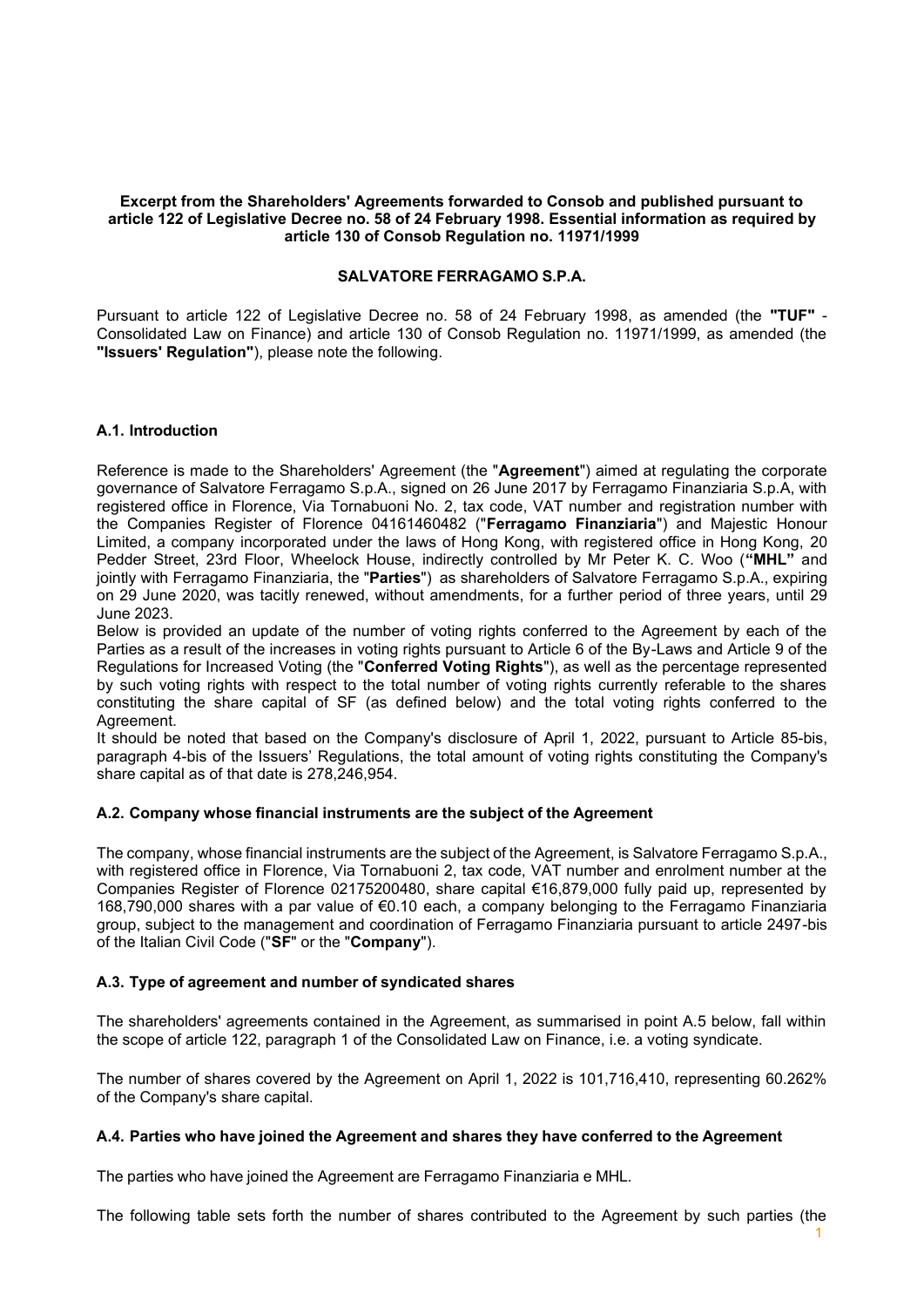**Excerpt from the Shareholders' Agreements forwarded to Consob and published pursuant to article 122 of Legislative Decree no. 58 of 24 February 1998. Essential information as required by article 130 of Consob Regulation no. 11971/1999**

**SALVATORE FERRAGAMO S.P.A.**

Pursuant to article 122 of Legislative Decree no. 58 of 24 February 1998, as amended (the **"TUF"** - Consolidated Law on Finance) and article 130 of Consob Regulation no. 11971/1999, as amended (the **"Issuers' Regulation"**), please note the following.

### A.1. Introduction

Reference is made to the Shareholders' Agreement (the "**Agreement**") aimed at regulating the corporate governance of Salvatore Ferragamo S.p.A., signed on 26 June 2017 by Ferragamo Finanziaria S.p.A, with registered office in Florence, Via Tornabuoni No. 2, tax code, VAT number and registration number with the Companies Register of Florence 04161460482 ("**Ferragamo Finanziaria**") and Majestic Honour Limited, a company incorporated under the laws of Hong Kong, with registered office in Hong Kong, 20 Pedder Street, 23rd Floor, Wheelock House, indirectly controlled by Mr Peter K. C. Woo (**"MHL"** and jointly with Ferragamo Finanziaria, the "**Parties**") as shareholders of Salvatore Ferragamo S.p.A., expiring on 29 June 2020, was tacitly renewed, without amendments, for a further period of three years, until 29 June 2023.

Below is provided an update of the number of voting rights conferred to the Agreement by each of the Parties as a result of the increases in voting rights pursuant to Article 6 of the By-Laws and Article 9 of the Regulations for Increased Voting (the "**Conferred Voting Rights**"), as well as the percentage represented by such voting rights with respect to the total number of voting rights currently referable to the shares constituting the share capital of SF (as defined below) and the total voting rights conferred to the Agreement.

It should be noted that based on the Company's disclosure of April 1, 2022, pursuant to Article 85-bis, paragraph 4-bis of the Issuers' Regulations, the total amount of voting rights constituting the Company's share capital as of that date is 278,246,954.

### A.2. Company whose financial instruments are the subject of the Agreement

The company, whose financial instruments are the subject of the Agreement, is Salvatore Ferragamo S.p.A., with registered office in Florence, Via Tornabuoni 2, tax code, VAT number and enrolment number at the Companies Register of Florence 02175200480, share capital €16,879,000 fully paid up, represented by 168,790,000 shares with a par value of €0.10 each, a company belonging to the Ferragamo Finanziaria group, subject to the management and coordination of Ferragamo Finanziaria pursuant to article 2497-bis of the Italian Civil Code ("**SF**" or the "**Company**").

### A.3. Type of agreement and number of syndicated shares

The shareholders' agreements contained in the Agreement, as summarised in point A.5 below, fall within the scope of article 122, paragraph 1 of the Consolidated Law on Finance, i.e. a voting syndicate.

The number of shares covered by the Agreement on April 1, 2022 is 101,716,410, representing 60.262% of the Company's share capital.

### A.4. Parties who have joined the Agreement and shares they have conferred to the Agreement

The parties who have joined the Agreement are Ferragamo Finanziaria e MHL.

The following table sets forth the number of shares contributed to the Agreement by such parties (the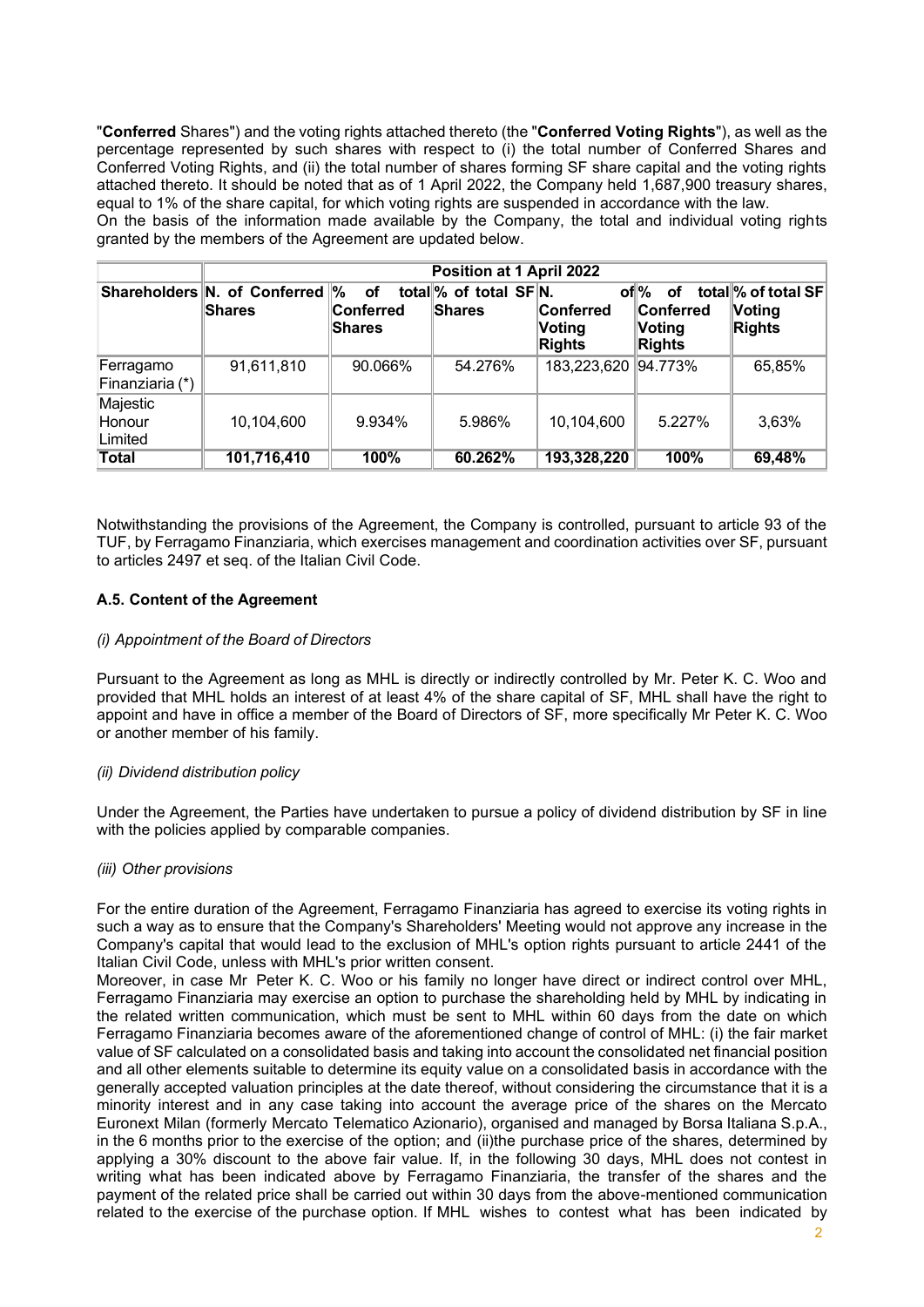"**Conferred** Shares") and the voting rights attached thereto (the "**Conferred Voting Rights**"), as well as the percentage represented by such shares with respect to (i) the total number of Conferred Shares and Conferred Voting Rights, and (ii) the total number of shares forming SF share capital and the voting rights attached thereto. It should be noted that as of 1 April 2022, the Company held 1,687,900 treasury shares, equal to 1% of the share capital, for which voting rights are suspended in accordance with the law.
On the basis of the information made available by the Company, the total and individual voting rights granted by the members of the Agreement are updated below.

| | **Position at 1 April 2022** | | | | | |
|---|---|---|---|---|---|---|
| **Shareholders** | **N. of Conferred Shares** | **% of total Conferred Shares** | **% of total SF Shares** | **N. of Conferred Voting Rights** | **% of total Conferred Voting Rights** | **% of total SF Voting Rights** |
| Ferragamo Finanziaria (*) | 91,611,810 | 90.066% | 54.276% | 183,223,620 | 94.773% | 65,85% |
| Majestic Honour Limited | 10,104,600 | 9.934% | 5.986% | 10,104,600 | 5.227% | 3,63% |
| **Total** | **101,716,410** | **100%** | **60.262%** | **193,328,220** | **100%** | **69,48%** |

Notwithstanding the provisions of the Agreement, the Company is controlled, pursuant to article 93 of the TUF, by Ferragamo Finanziaria, which exercises management and coordination activities over SF, pursuant to articles 2497 et seq. of the Italian Civil Code.

### A.5. Content of the Agreement

*(i) Appointment of the Board of Directors*

Pursuant to the Agreement as long as MHL is directly or indirectly controlled by Mr. Peter K. C. Woo and provided that MHL holds an interest of at least 4% of the share capital of SF, MHL shall have the right to appoint and have in office a member of the Board of Directors of SF, more specifically Mr Peter K. C. Woo or another member of his family.

*(ii) Dividend distribution policy*

Under the Agreement, the Parties have undertaken to pursue a policy of dividend distribution by SF in line with the policies applied by comparable companies.

*(iii) Other provisions*

For the entire duration of the Agreement, Ferragamo Finanziaria has agreed to exercise its voting rights in such a way as to ensure that the Company's Shareholders' Meeting would not approve any increase in the Company's capital that would lead to the exclusion of MHL's option rights pursuant to article 2441 of the Italian Civil Code, unless with MHL's prior written consent.
Moreover, in case Mr Peter K. C. Woo or his family no longer have direct or indirect control over MHL, Ferragamo Finanziaria may exercise an option to purchase the shareholding held by MHL by indicating in the related written communication, which must be sent to MHL within 60 days from the date on which Ferragamo Finanziaria becomes aware of the aforementioned change of control of MHL: (i) the fair market value of SF calculated on a consolidated basis and taking into account the consolidated net financial position and all other elements suitable to determine its equity value on a consolidated basis in accordance with the generally accepted valuation principles at the date thereof, without considering the circumstance that it is a minority interest and in any case taking into account the average price of the shares on the Mercato Euronext Milan (formerly Mercato Telematico Azionario), organised and managed by Borsa Italiana S.p.A., in the 6 months prior to the exercise of the option; and (ii)the purchase price of the shares, determined by applying a 30% discount to the above fair value. If, in the following 30 days, MHL does not contest in writing what has been indicated above by Ferragamo Finanziaria, the transfer of the shares and the payment of the related price shall be carried out within 30 days from the above-mentioned communication related to the exercise of the purchase option. If MHL wishes to contest what has been indicated by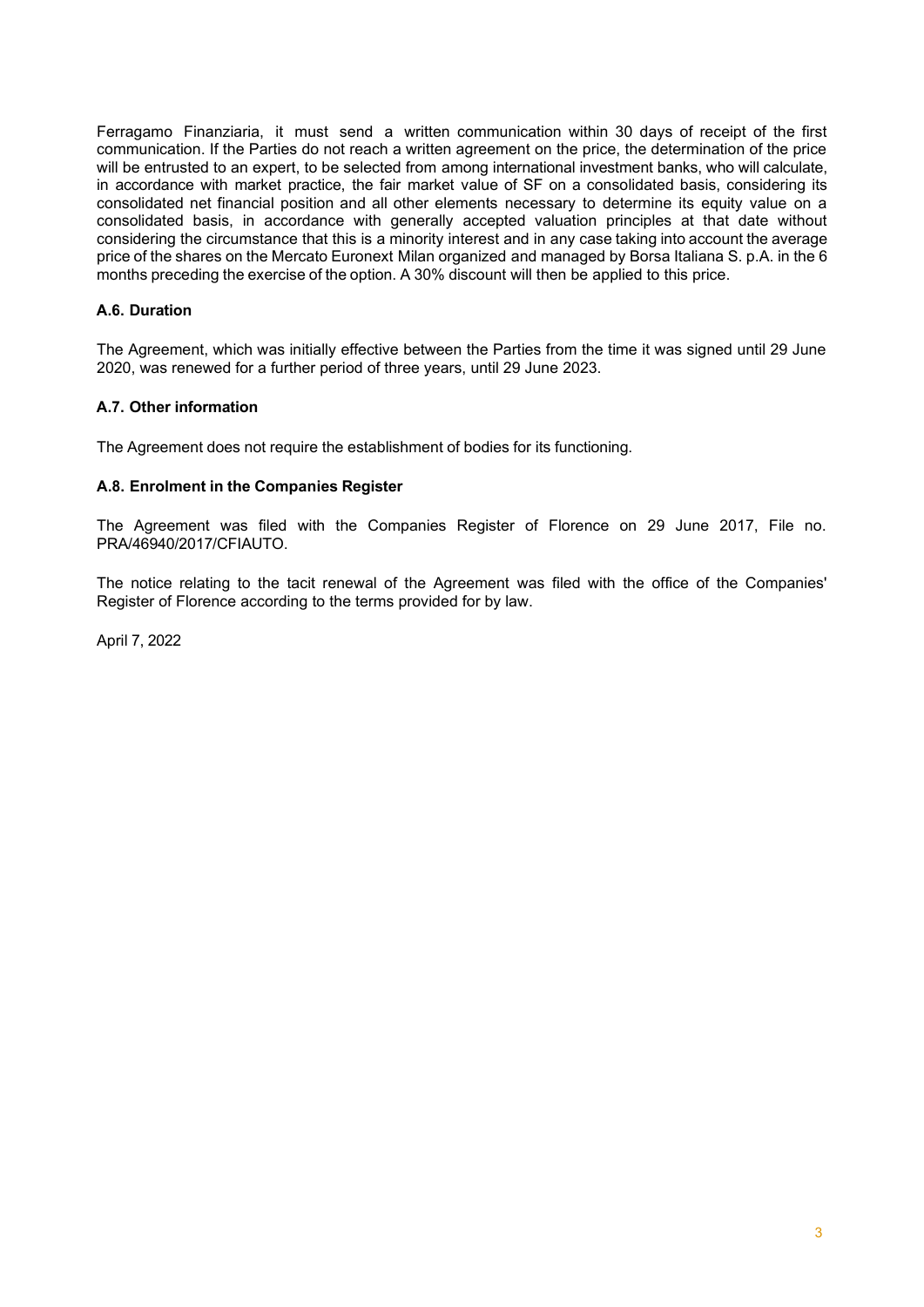Ferragamo Finanziaria, it must send a written communication within 30 days of receipt of the first communication. If the Parties do not reach a written agreement on the price, the determination of the price will be entrusted to an expert, to be selected from among international investment banks, who will calculate, in accordance with market practice, the fair market value of SF on a consolidated basis, considering its consolidated net financial position and all other elements necessary to determine its equity value on a consolidated basis, in accordance with generally accepted valuation principles at that date without considering the circumstance that this is a minority interest and in any case taking into account the average price of the shares on the Mercato Euronext Milan organized and managed by Borsa Italiana S. p.A. in the 6 months preceding the exercise of the option. A 30% discount will then be applied to this price.

### A.6. Duration

The Agreement, which was initially effective between the Parties from the time it was signed until 29 June 2020, was renewed for a further period of three years, until 29 June 2023.

### A.7. Other information

The Agreement does not require the establishment of bodies for its functioning.

### A.8. Enrolment in the Companies Register

The Agreement was filed with the Companies Register of Florence on 29 June 2017, File no. PRA/46940/2017/CFIAUTO.

The notice relating to the tacit renewal of the Agreement was filed with the office of the Companies' Register of Florence according to the terms provided for by law.

April 7, 2022